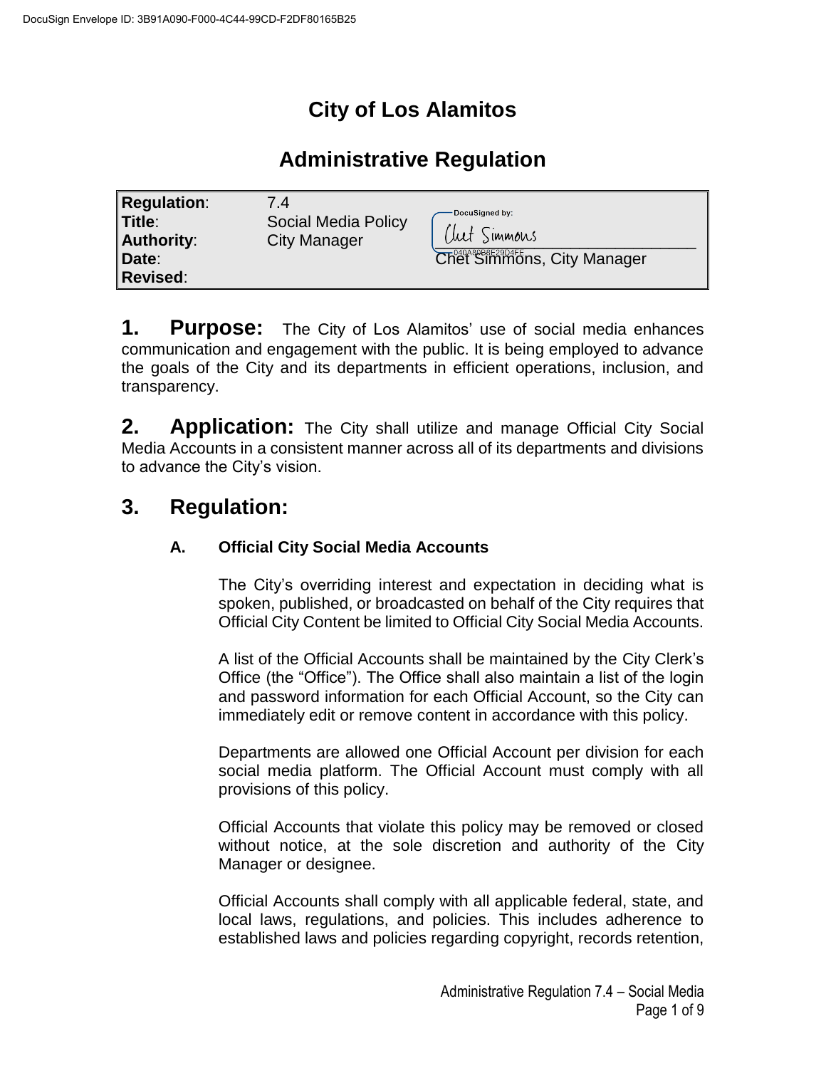DocuSign Envelope ID: 3B91A090-F000-4C44-99CD-F2DF80165B25

# City of Los Alamitos

# Administrative Regulation

| | | |
|---|---|---|
| **Regulation**: | 7.4 | |
| **Title**: | Social Media Policy | DocuSigned by: Chet Simmons |
| **Authority**: | City Manager | 040A8CB8E29D4FE |
| **Date**: | | Chet Simmons, City Manager |
| **Revised**: | | |

## 1. Purpose:

The City of Los Alamitos' use of social media enhances communication and engagement with the public. It is being employed to advance the goals of the City and its departments in efficient operations, inclusion, and transparency.

## 2. Application:

The City shall utilize and manage Official City Social Media Accounts in a consistent manner across all of its departments and divisions to advance the City's vision.

## 3. Regulation:

### A. Official City Social Media Accounts

The City's overriding interest and expectation in deciding what is spoken, published, or broadcasted on behalf of the City requires that Official City Content be limited to Official City Social Media Accounts.

A list of the Official Accounts shall be maintained by the City Clerk's Office (the "Office"). The Office shall also maintain a list of the login and password information for each Official Account, so the City can immediately edit or remove content in accordance with this policy.

Departments are allowed one Official Account per division for each social media platform. The Official Account must comply with all provisions of this policy.

Official Accounts that violate this policy may be removed or closed without notice, at the sole discretion and authority of the City Manager or designee.

Official Accounts shall comply with all applicable federal, state, and local laws, regulations, and policies. This includes adherence to established laws and policies regarding copyright, records retention,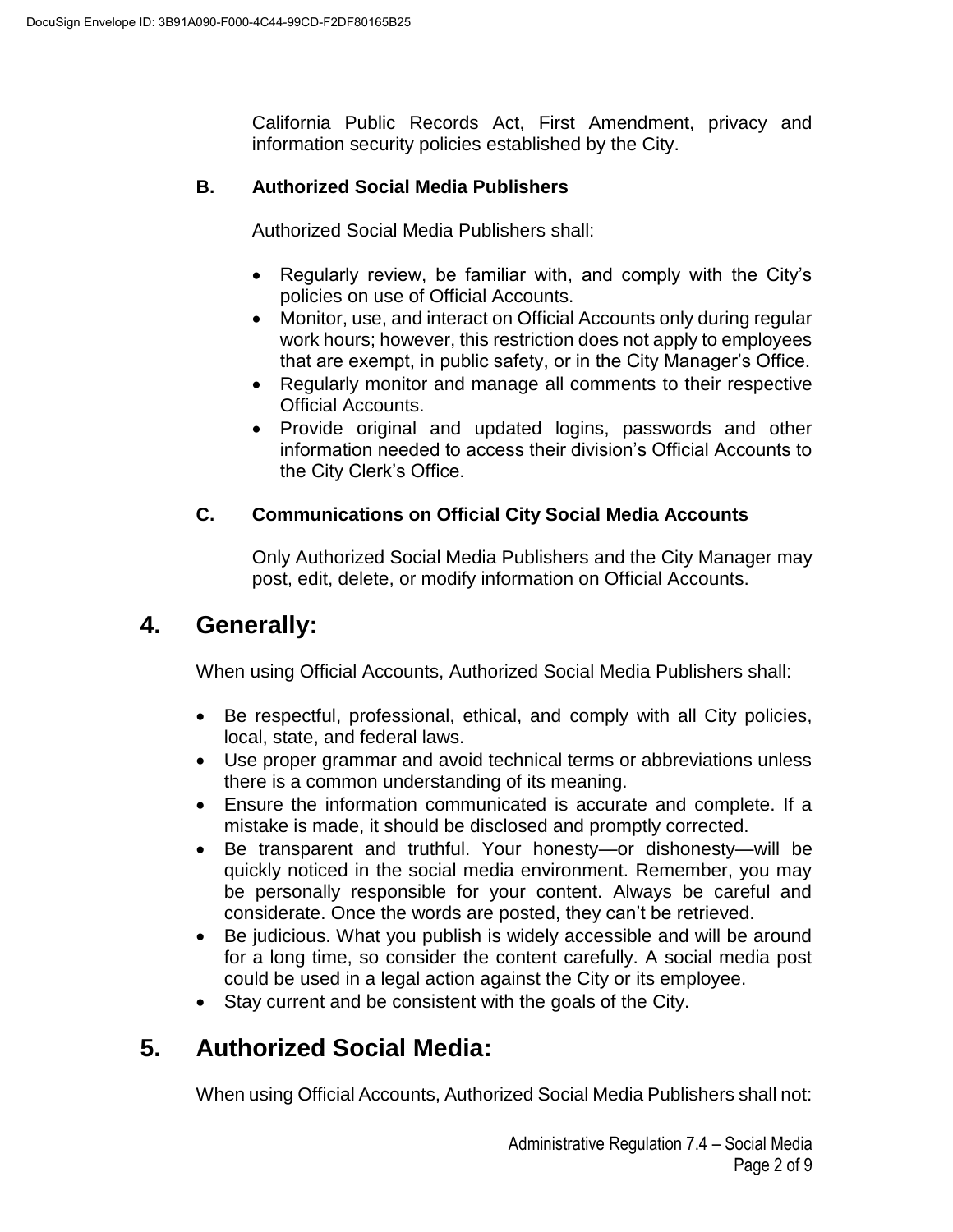California Public Records Act, First Amendment, privacy and information security policies established by the City.

### B. Authorized Social Media Publishers

Authorized Social Media Publishers shall:

- Regularly review, be familiar with, and comply with the City's policies on use of Official Accounts.
- Monitor, use, and interact on Official Accounts only during regular work hours; however, this restriction does not apply to employees that are exempt, in public safety, or in the City Manager's Office.
- Regularly monitor and manage all comments to their respective Official Accounts.
- Provide original and updated logins, passwords and other information needed to access their division's Official Accounts to the City Clerk's Office.

### C. Communications on Official City Social Media Accounts

Only Authorized Social Media Publishers and the City Manager may post, edit, delete, or modify information on Official Accounts.

## 4. Generally:

When using Official Accounts, Authorized Social Media Publishers shall:

- Be respectful, professional, ethical, and comply with all City policies, local, state, and federal laws.
- Use proper grammar and avoid technical terms or abbreviations unless there is a common understanding of its meaning.
- Ensure the information communicated is accurate and complete. If a mistake is made, it should be disclosed and promptly corrected.
- Be transparent and truthful. Your honesty—or dishonesty—will be quickly noticed in the social media environment. Remember, you may be personally responsible for your content. Always be careful and considerate. Once the words are posted, they can't be retrieved.
- Be judicious. What you publish is widely accessible and will be around for a long time, so consider the content carefully. A social media post could be used in a legal action against the City or its employee.
- Stay current and be consistent with the goals of the City.

## 5. Authorized Social Media:

When using Official Accounts, Authorized Social Media Publishers shall not: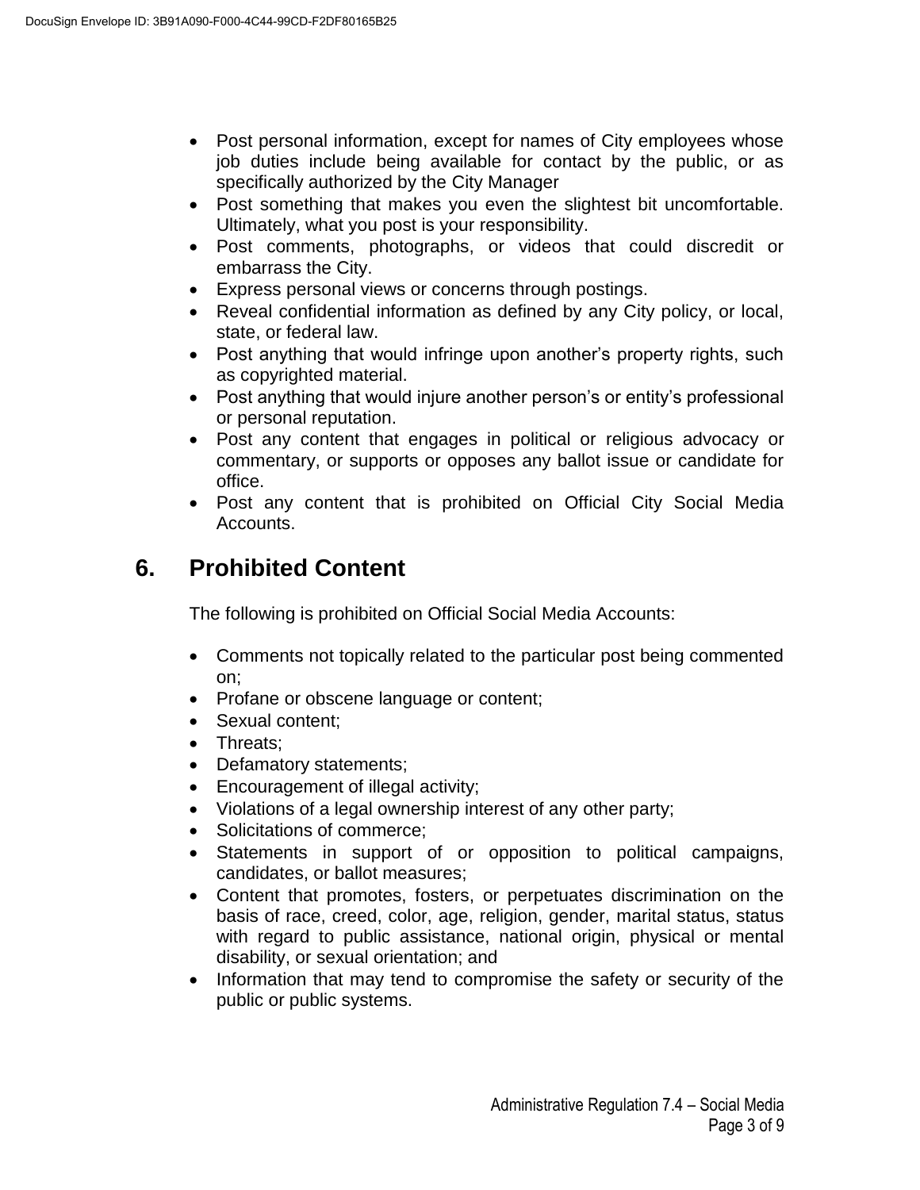- Post personal information, except for names of City employees whose job duties include being available for contact by the public, or as specifically authorized by the City Manager
- Post something that makes you even the slightest bit uncomfortable. Ultimately, what you post is your responsibility.
- Post comments, photographs, or videos that could discredit or embarrass the City.
- Express personal views or concerns through postings.
- Reveal confidential information as defined by any City policy, or local, state, or federal law.
- Post anything that would infringe upon another's property rights, such as copyrighted material.
- Post anything that would injure another person's or entity's professional or personal reputation.
- Post any content that engages in political or religious advocacy or commentary, or supports or opposes any ballot issue or candidate for office.
- Post any content that is prohibited on Official City Social Media Accounts.

## 6. Prohibited Content

The following is prohibited on Official Social Media Accounts:

- Comments not topically related to the particular post being commented on;
- Profane or obscene language or content;
- Sexual content;
- Threats;
- Defamatory statements;
- Encouragement of illegal activity;
- Violations of a legal ownership interest of any other party;
- Solicitations of commerce;
- Statements in support of or opposition to political campaigns, candidates, or ballot measures;
- Content that promotes, fosters, or perpetuates discrimination on the basis of race, creed, color, age, religion, gender, marital status, status with regard to public assistance, national origin, physical or mental disability, or sexual orientation; and
- Information that may tend to compromise the safety or security of the public or public systems.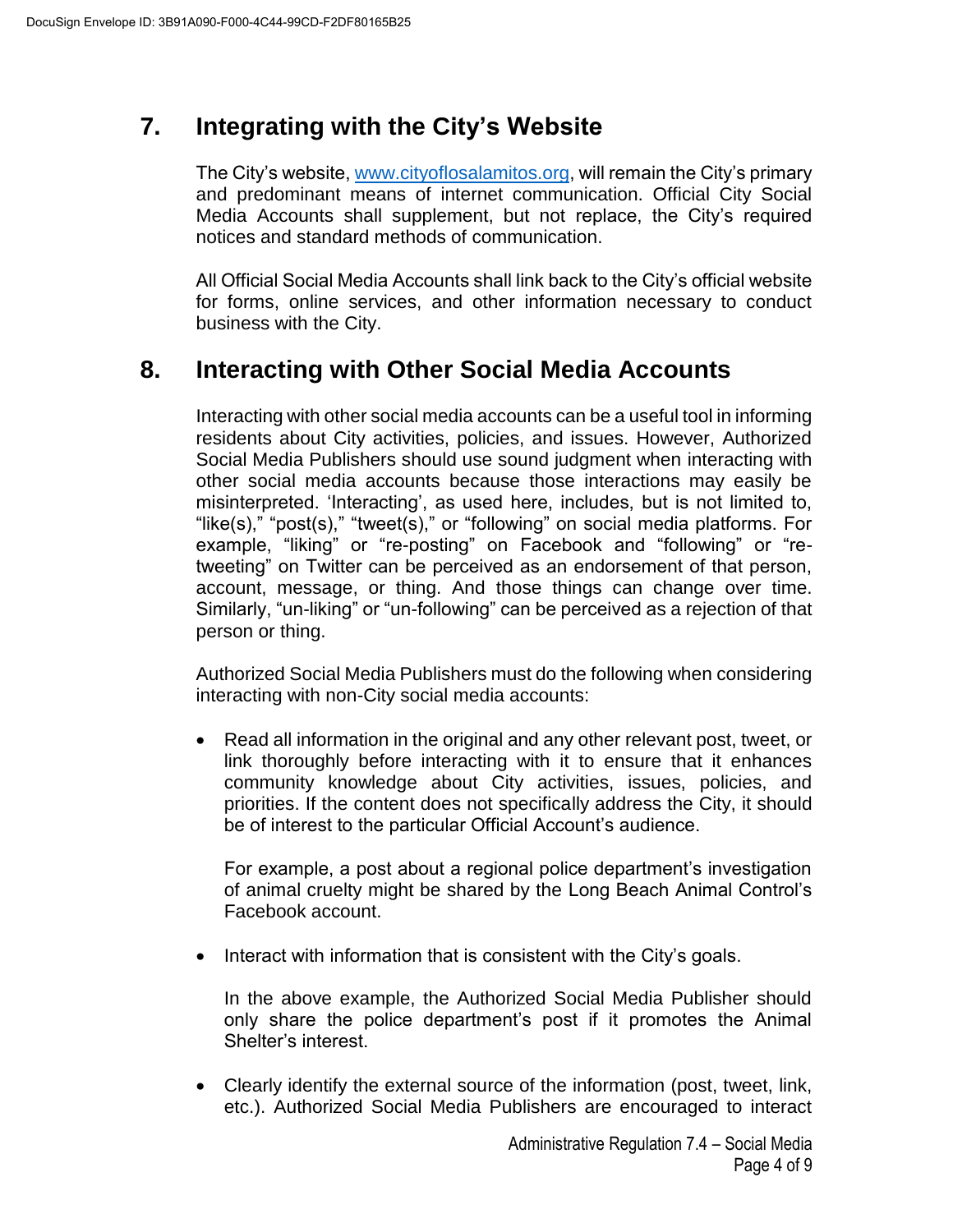## 7. Integrating with the City's Website

The City's website, www.cityoflosalamitos.org, will remain the City's primary and predominant means of internet communication. Official City Social Media Accounts shall supplement, but not replace, the City's required notices and standard methods of communication.

All Official Social Media Accounts shall link back to the City's official website for forms, online services, and other information necessary to conduct business with the City.

## 8. Interacting with Other Social Media Accounts

Interacting with other social media accounts can be a useful tool in informing residents about City activities, policies, and issues. However, Authorized Social Media Publishers should use sound judgment when interacting with other social media accounts because those interactions may easily be misinterpreted. 'Interacting', as used here, includes, but is not limited to, "like(s)," "post(s)," "tweet(s)," or "following" on social media platforms. For example, "liking" or "re-posting" on Facebook and "following" or "re-tweeting" on Twitter can be perceived as an endorsement of that person, account, message, or thing. And those things can change over time. Similarly, "un-liking" or "un-following" can be perceived as a rejection of that person or thing.

Authorized Social Media Publishers must do the following when considering interacting with non-City social media accounts:

- Read all information in the original and any other relevant post, tweet, or link thoroughly before interacting with it to ensure that it enhances community knowledge about City activities, issues, policies, and priorities. If the content does not specifically address the City, it should be of interest to the particular Official Account's audience.

  For example, a post about a regional police department's investigation of animal cruelty might be shared by the Long Beach Animal Control's Facebook account.

- Interact with information that is consistent with the City's goals.

  In the above example, the Authorized Social Media Publisher should only share the police department's post if it promotes the Animal Shelter's interest.

- Clearly identify the external source of the information (post, tweet, link, etc.). Authorized Social Media Publishers are encouraged to interact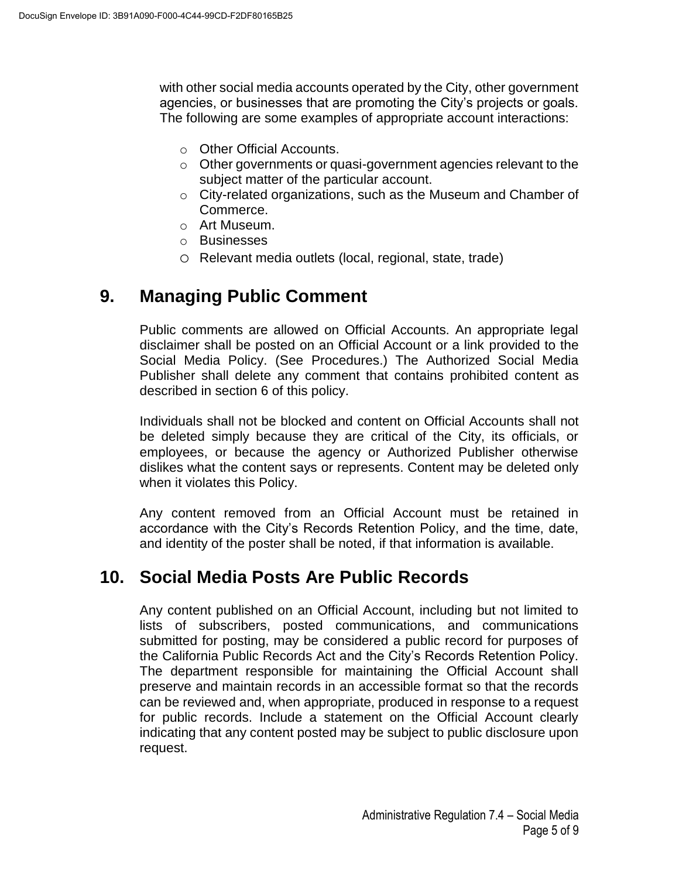with other social media accounts operated by the City, other government agencies, or businesses that are promoting the City's projects or goals. The following are some examples of appropriate account interactions:

- Other Official Accounts.
- Other governments or quasi-government agencies relevant to the subject matter of the particular account.
- City-related organizations, such as the Museum and Chamber of Commerce.
- Art Museum.
- Businesses
- Relevant media outlets (local, regional, state, trade)

## 9. Managing Public Comment

Public comments are allowed on Official Accounts. An appropriate legal disclaimer shall be posted on an Official Account or a link provided to the Social Media Policy. (See Procedures.) The Authorized Social Media Publisher shall delete any comment that contains prohibited content as described in section 6 of this policy.

Individuals shall not be blocked and content on Official Accounts shall not be deleted simply because they are critical of the City, its officials, or employees, or because the agency or Authorized Publisher otherwise dislikes what the content says or represents. Content may be deleted only when it violates this Policy.

Any content removed from an Official Account must be retained in accordance with the City's Records Retention Policy, and the time, date, and identity of the poster shall be noted, if that information is available.

## 10. Social Media Posts Are Public Records

Any content published on an Official Account, including but not limited to lists of subscribers, posted communications, and communications submitted for posting, may be considered a public record for purposes of the California Public Records Act and the City's Records Retention Policy. The department responsible for maintaining the Official Account shall preserve and maintain records in an accessible format so that the records can be reviewed and, when appropriate, produced in response to a request for public records. Include a statement on the Official Account clearly indicating that any content posted may be subject to public disclosure upon request.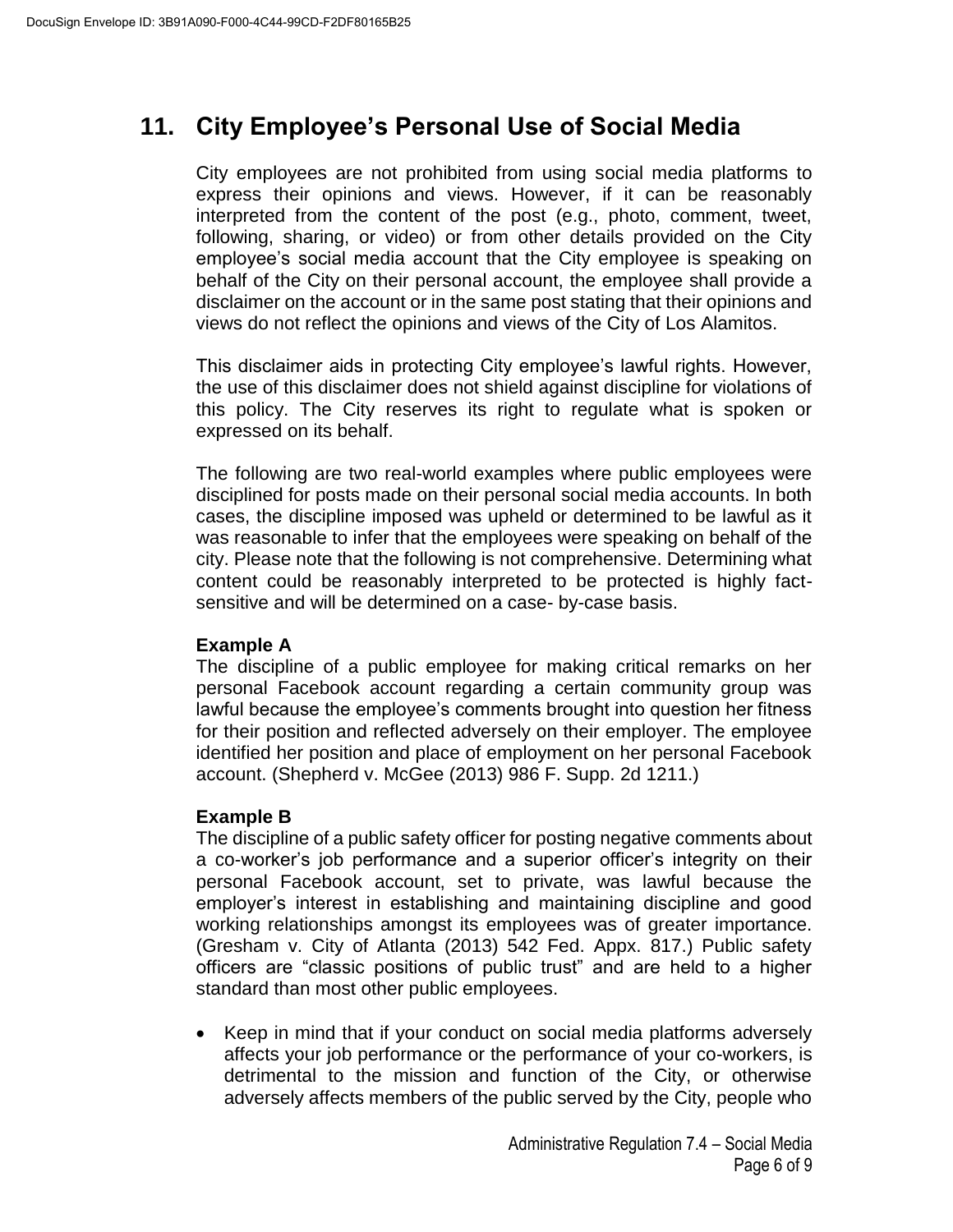## 11. City Employee's Personal Use of Social Media

City employees are not prohibited from using social media platforms to express their opinions and views. However, if it can be reasonably interpreted from the content of the post (e.g., photo, comment, tweet, following, sharing, or video) or from other details provided on the City employee's social media account that the City employee is speaking on behalf of the City on their personal account, the employee shall provide a disclaimer on the account or in the same post stating that their opinions and views do not reflect the opinions and views of the City of Los Alamitos.

This disclaimer aids in protecting City employee's lawful rights. However, the use of this disclaimer does not shield against discipline for violations of this policy. The City reserves its right to regulate what is spoken or expressed on its behalf.

The following are two real-world examples where public employees were disciplined for posts made on their personal social media accounts. In both cases, the discipline imposed was upheld or determined to be lawful as it was reasonable to infer that the employees were speaking on behalf of the city. Please note that the following is not comprehensive. Determining what content could be reasonably interpreted to be protected is highly fact-sensitive and will be determined on a case- by-case basis.

**Example A**
The discipline of a public employee for making critical remarks on her personal Facebook account regarding a certain community group was lawful because the employee's comments brought into question her fitness for their position and reflected adversely on their employer. The employee identified her position and place of employment on her personal Facebook account. (Shepherd v. McGee (2013) 986 F. Supp. 2d 1211.)

**Example B**
The discipline of a public safety officer for posting negative comments about a co-worker's job performance and a superior officer's integrity on their personal Facebook account, set to private, was lawful because the employer's interest in establishing and maintaining discipline and good working relationships amongst its employees was of greater importance. (Gresham v. City of Atlanta (2013) 542 Fed. Appx. 817.) Public safety officers are "classic positions of public trust" and are held to a higher standard than most other public employees.

- Keep in mind that if your conduct on social media platforms adversely affects your job performance or the performance of your co-workers, is detrimental to the mission and function of the City, or otherwise adversely affects members of the public served by the City, people who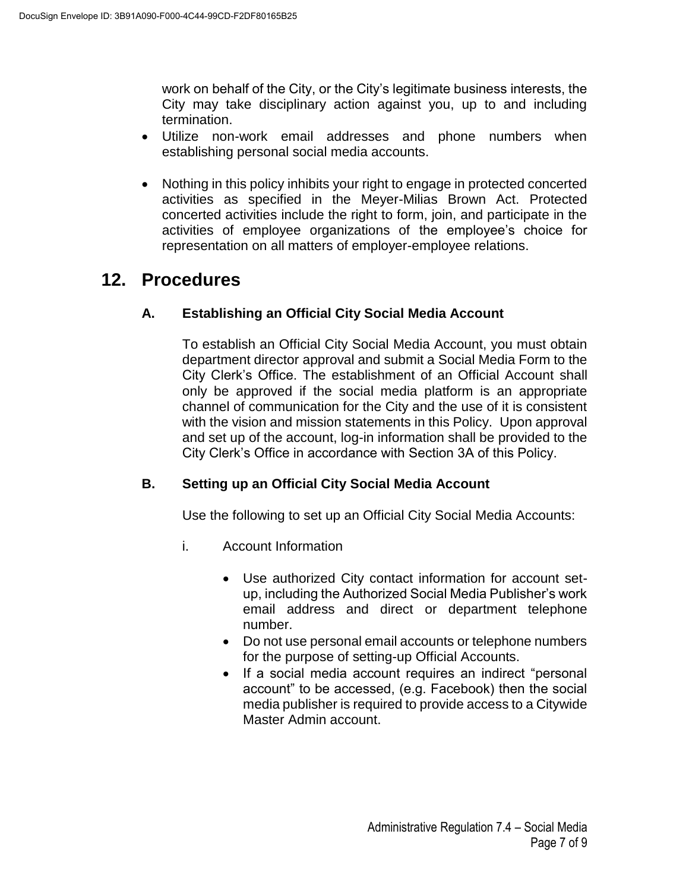work on behalf of the City, or the City's legitimate business interests, the City may take disciplinary action against you, up to and including termination.

- Utilize non-work email addresses and phone numbers when establishing personal social media accounts.

- Nothing in this policy inhibits your right to engage in protected concerted activities as specified in the Meyer-Milias Brown Act. Protected concerted activities include the right to form, join, and participate in the activities of employee organizations of the employee's choice for representation on all matters of employer-employee relations.

## 12. Procedures

### A. Establishing an Official City Social Media Account

To establish an Official City Social Media Account, you must obtain department director approval and submit a Social Media Form to the City Clerk's Office. The establishment of an Official Account shall only be approved if the social media platform is an appropriate channel of communication for the City and the use of it is consistent with the vision and mission statements in this Policy. Upon approval and set up of the account, log-in information shall be provided to the City Clerk's Office in accordance with Section 3A of this Policy.

### B. Setting up an Official City Social Media Account

Use the following to set up an Official City Social Media Accounts:

i. Account Information

- Use authorized City contact information for account set-up, including the Authorized Social Media Publisher's work email address and direct or department telephone number.
- Do not use personal email accounts or telephone numbers for the purpose of setting-up Official Accounts.
- If a social media account requires an indirect "personal account" to be accessed, (e.g. Facebook) then the social media publisher is required to provide access to a Citywide Master Admin account.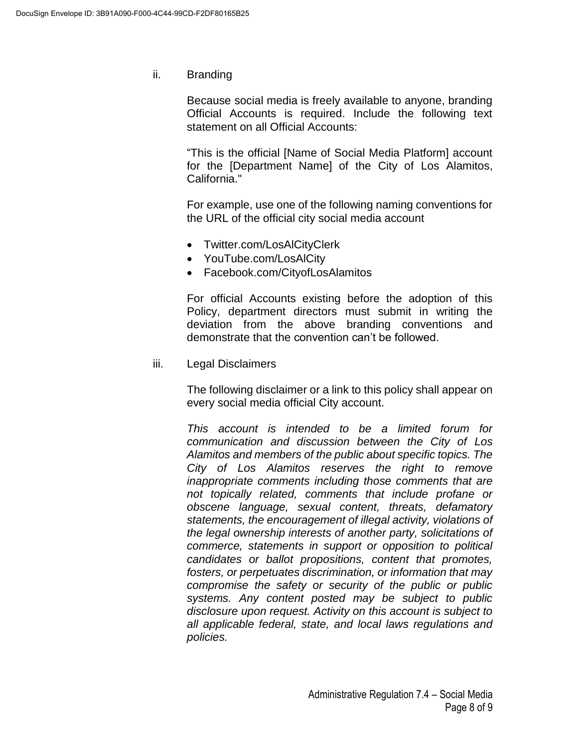ii. Branding

Because social media is freely available to anyone, branding Official Accounts is required. Include the following text statement on all Official Accounts:

“This is the official [Name of Social Media Platform] account for the [Department Name] of the City of Los Alamitos, California."

For example, use one of the following naming conventions for the URL of the official city social media account

- Twitter.com/LosAlCityClerk
- YouTube.com/LosAlCity
- Facebook.com/CityofLosAlamitos

For official Accounts existing before the adoption of this Policy, department directors must submit in writing the deviation from the above branding conventions and demonstrate that the convention can’t be followed.

iii. Legal Disclaimers

The following disclaimer or a link to this policy shall appear on every social media official City account.

*This account is intended to be a limited forum for communication and discussion between the City of Los Alamitos and members of the public about specific topics. The City of Los Alamitos reserves the right to remove inappropriate comments including those comments that are not topically related, comments that include profane or obscene language, sexual content, threats, defamatory statements, the encouragement of illegal activity, violations of the legal ownership interests of another party, solicitations of commerce, statements in support or opposition to political candidates or ballot propositions, content that promotes, fosters, or perpetuates discrimination, or information that may compromise the safety or security of the public or public systems. Any content posted may be subject to public disclosure upon request. Activity on this account is subject to all applicable federal, state, and local laws regulations and policies.*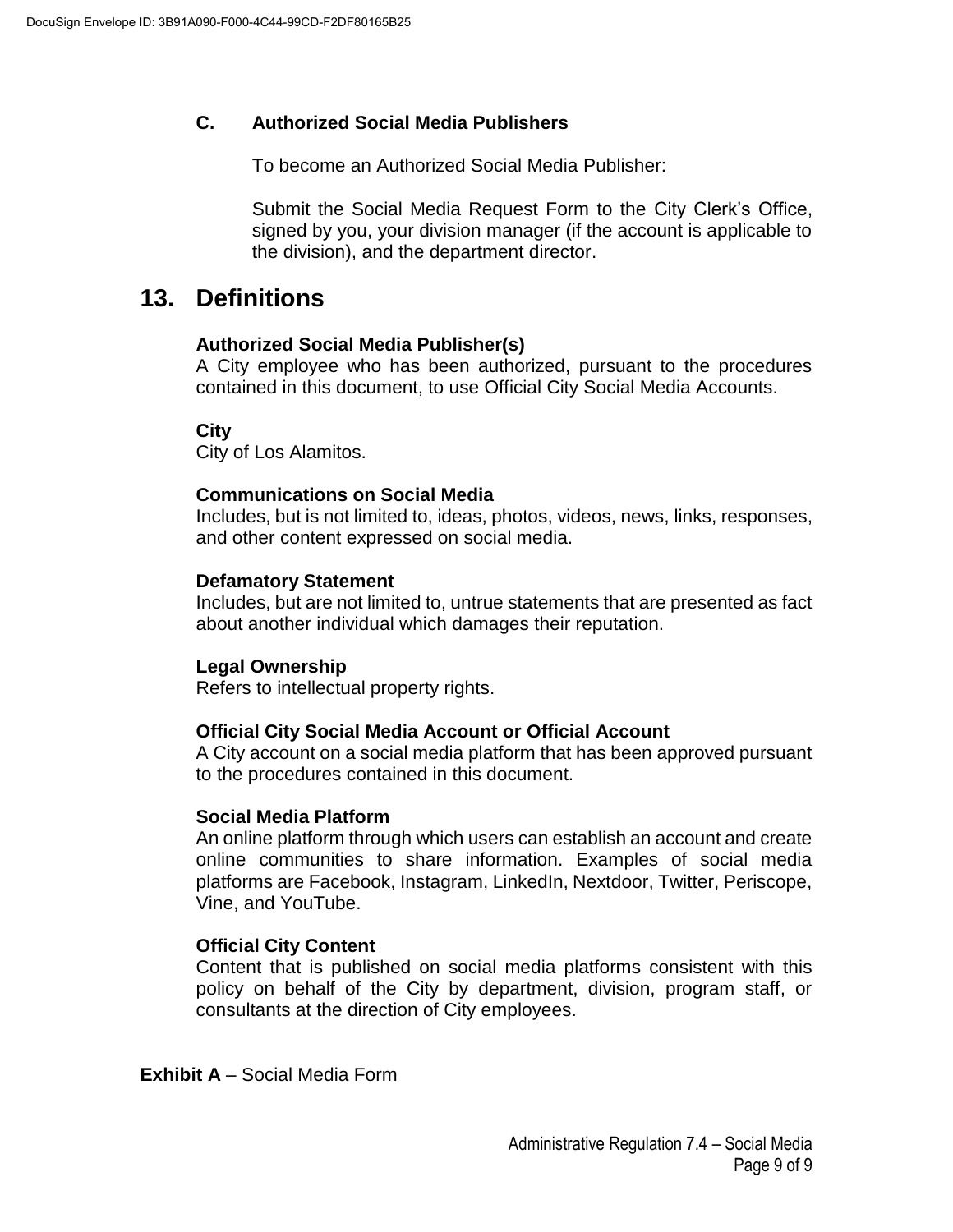### C. Authorized Social Media Publishers

To become an Authorized Social Media Publisher:

Submit the Social Media Request Form to the City Clerk's Office, signed by you, your division manager (if the account is applicable to the division), and the department director.

## 13. Definitions

**Authorized Social Media Publisher(s)**
A City employee who has been authorized, pursuant to the procedures contained in this document, to use Official City Social Media Accounts.

**City**
City of Los Alamitos.

**Communications on Social Media**
Includes, but is not limited to, ideas, photos, videos, news, links, responses, and other content expressed on social media.

**Defamatory Statement**
Includes, but are not limited to, untrue statements that are presented as fact about another individual which damages their reputation.

**Legal Ownership**
Refers to intellectual property rights.

**Official City Social Media Account or Official Account**
A City account on a social media platform that has been approved pursuant to the procedures contained in this document.

**Social Media Platform**
An online platform through which users can establish an account and create online communities to share information. Examples of social media platforms are Facebook, Instagram, LinkedIn, Nextdoor, Twitter, Periscope, Vine, and YouTube.

**Official City Content**
Content that is published on social media platforms consistent with this policy on behalf of the City by department, division, program staff, or consultants at the direction of City employees.

**Exhibit A** – Social Media Form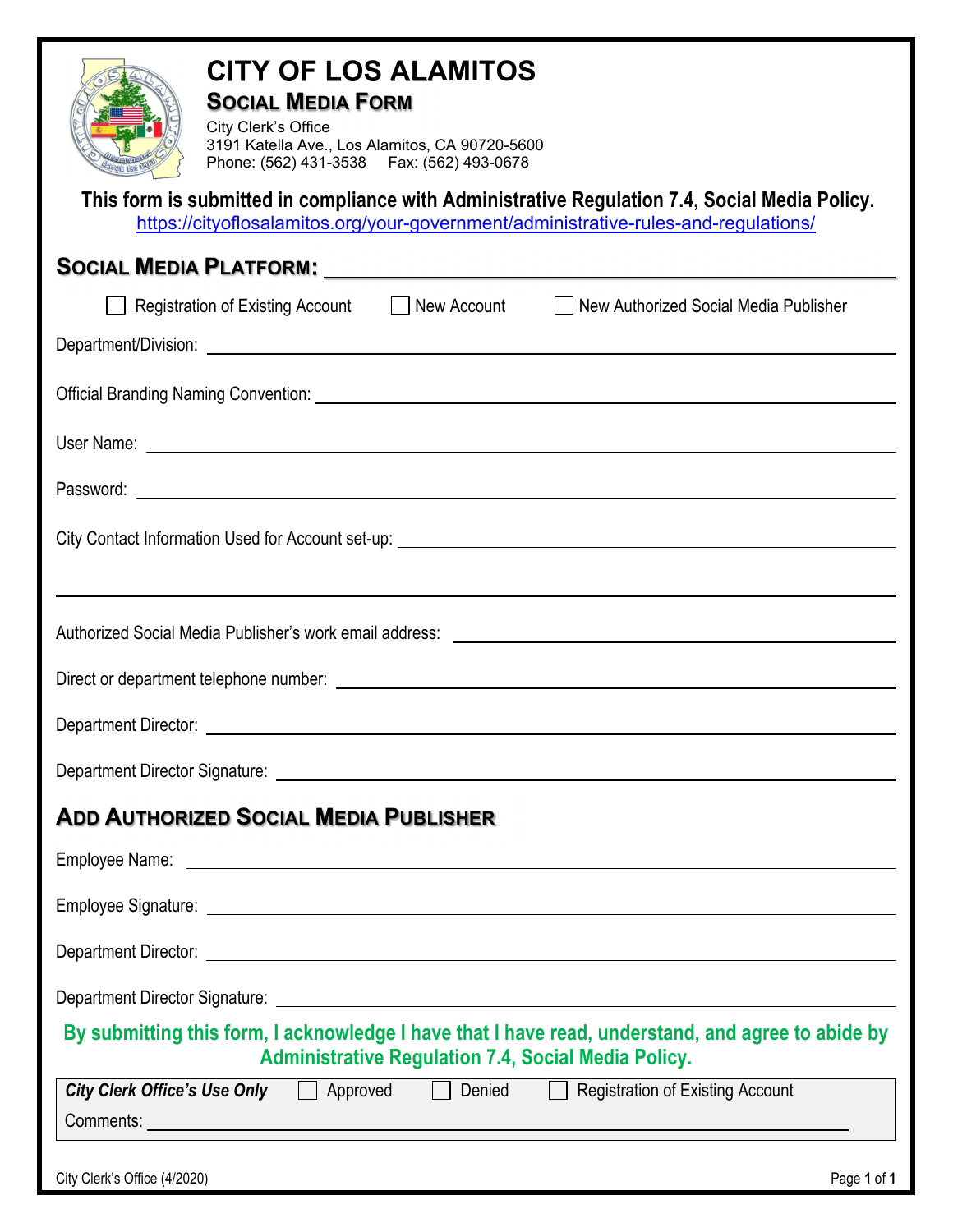# CITY OF LOS ALAMITOS

## SOCIAL MEDIA FORM

City Clerk's Office
3191 Katella Ave., Los Alamitos, CA 90720-5600
Phone: (562) 431-3538 Fax: (562) 493-0678

**This form is submitted in compliance with Administrative Regulation 7.4, Social Media Policy.**
https://cityoflosalamitos.org/your-government/administrative-rules-and-regulations/

## SOCIAL MEDIA PLATFORM: ____________________

☐ Registration of Existing Account ☐ New Account ☐ New Authorized Social Media Publisher

Department/Division: ____________________

Official Branding Naming Convention: ____________________

User Name: ____________________

Password: ____________________

City Contact Information Used for Account set-up: ____________________

____________________

Authorized Social Media Publisher's work email address: ____________________

Direct or department telephone number: ____________________

Department Director: ____________________

Department Director Signature: ____________________

## ADD AUTHORIZED SOCIAL MEDIA PUBLISHER

Employee Name: ____________________

Employee Signature: ____________________

Department Director: ____________________

Department Director Signature: ____________________

**By submitting this form, I acknowledge I have that I have read, understand, and agree to abide by Administrative Regulation 7.4, Social Media Policy.**

***City Clerk Office's Use Only*** ☐ Approved ☐ Denied ☐ Registration of Existing Account

Comments: ____________________

City Clerk's Office (4/2020)